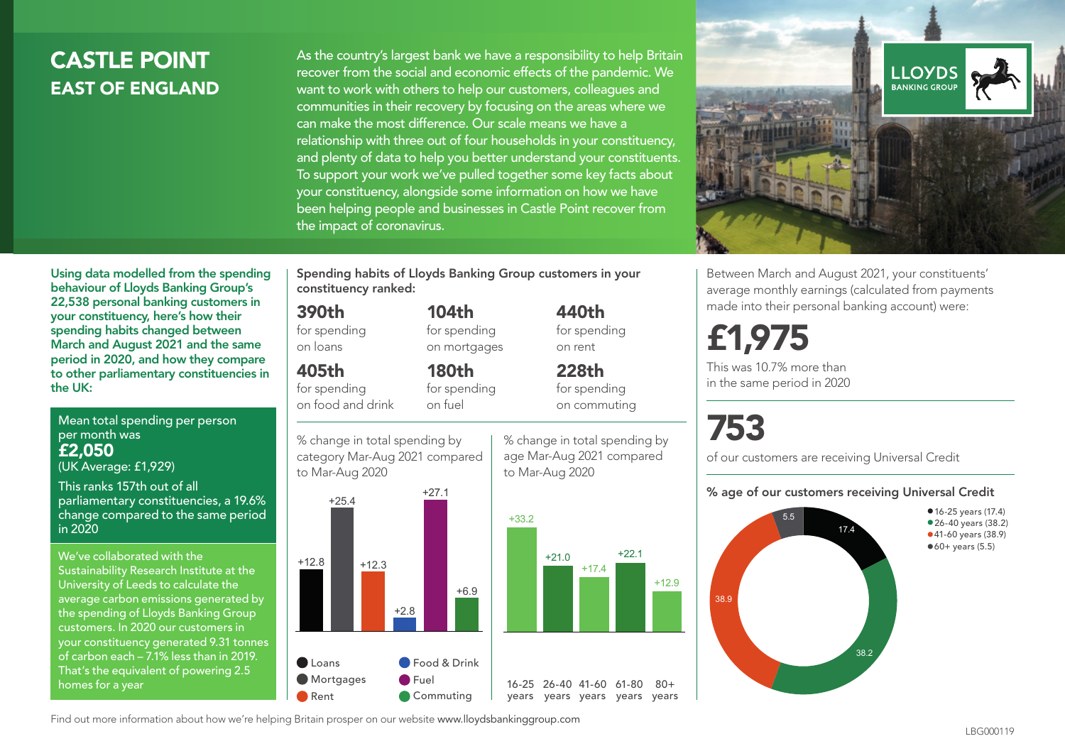# CASTLE POINT
## EAST OF ENGLAND

As the country's largest bank we have a responsibility to help Britain recover from the social and economic effects of the pandemic. We want to work with others to help our customers, colleagues and communities in their recovery by focusing on the areas where we can make the most difference. Our scale means we have a relationship with three out of four households in your constituency, and plenty of data to help you better understand your constituents. To support your work we've pulled together some key facts about your constituency, alongside some information on how we have been helping people and businesses in Castle Point recover from the impact of coronavirus.

**Using data modelled from the spending behaviour of Lloyds Banking Group's 22,538 personal banking customers in your constituency, here's how their spending habits changed between March and August 2021 and the same period in 2020, and how they compare to other parliamentary constituencies in the UK:**

Mean total spending per person per month was
**£2,050**
(UK Average: £1,929)

This ranks 157th out of all parliamentary constituencies, a 19.6% change compared to the same period in 2020

We've collaborated with the Sustainability Research Institute at the University of Leeds to calculate the average carbon emissions generated by the spending of Lloyds Banking Group customers. In 2020 our customers in your constituency generated 9.31 tonnes of carbon each – 7.1% less than in 2019. That's the equivalent of powering 2.5 homes for a year

**Spending habits of Lloyds Banking Group customers in your constituency ranked:**

**390th** for spending on loans

**104th** for spending on mortgages

**440th** for spending on rent

**405th** for spending on food and drink

**180th** for spending on fuel

**228th** for spending on commuting

% change in total spending by category Mar-Aug 2021 compared to Mar-Aug 2020

| Category | % change |
|---|---|
| Loans | +12.8 |
| Mortgages | +25.4 |
| Rent | +12.3 |
| Food & Drink | +2.8 |
| Fuel | +27.1 |
| Commuting | +6.9 |

% change in total spending by age Mar-Aug 2021 compared to Mar-Aug 2020

| Age | % change |
|---|---|
| 16-25 years | +33.2 |
| 26-40 years | +21.0 |
| 41-60 years | +17.4 |
| 61-80 years | +22.1 |
| 80+ years | +12.9 |

Between March and August 2021, your constituents' average monthly earnings (calculated from payments made into their personal banking account) were:

**£1,975**

This was 10.7% more than in the same period in 2020

**753**

of our customers are receiving Universal Credit

**% age of our customers receiving Universal Credit**

| Age | % |
|---|---|
| 16-25 years | 17.4 |
| 26-40 years | 38.2 |
| 41-60 years | 38.9 |
| 60+ years | 5.5 |

Find out more information about how we're helping Britain prosper on our website www.lloydsbankinggroup.com

LBG000119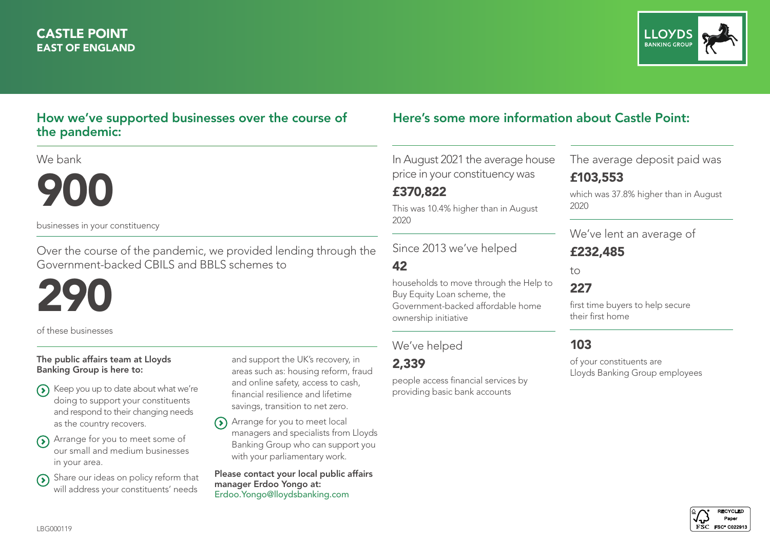# CASTLE POINT
## EAST OF ENGLAND

LLOYDS BANKING GROUP

## How we've supported businesses over the course of the pandemic:

We bank

**900**

businesses in your constituency

Over the course of the pandemic, we provided lending through the Government-backed CBILS and BBLS schemes to

**290**

of these businesses

**The public affairs team at Lloyds Banking Group is here to:**

- Keep you up to date about what we're doing to support your constituents and respond to their changing needs as the country recovers.
- Arrange for you to meet some of our small and medium businesses in your area.
- Share our ideas on policy reform that will address your constituents' needs and support the UK's recovery, in areas such as: housing reform, fraud and online safety, access to cash, financial resilience and lifetime savings, transition to net zero.
- Arrange for you to meet local managers and specialists from Lloyds Banking Group who can support you with your parliamentary work.

**Please contact your local public affairs manager Erdoo Yongo at:**
Erdoo.Yongo@lloydsbanking.com

## Here's some more information about Castle Point:

In August 2021 the average house price in your constituency was

**£370,822**

This was 10.4% higher than in August 2020

Since 2013 we've helped

**42**

households to move through the Help to Buy Equity Loan scheme, the Government-backed affordable home ownership initiative

We've helped

**2,339**

people access financial services by providing basic bank accounts

The average deposit paid was

**£103,553**

which was 37.8% higher than in August 2020

We've lent an average of

**£232,485**

to

**227**

first time buyers to help secure their first home

**103**

of your constituents are Lloyds Banking Group employees

LBG000119

RECYCLED Paper FSC® C022913